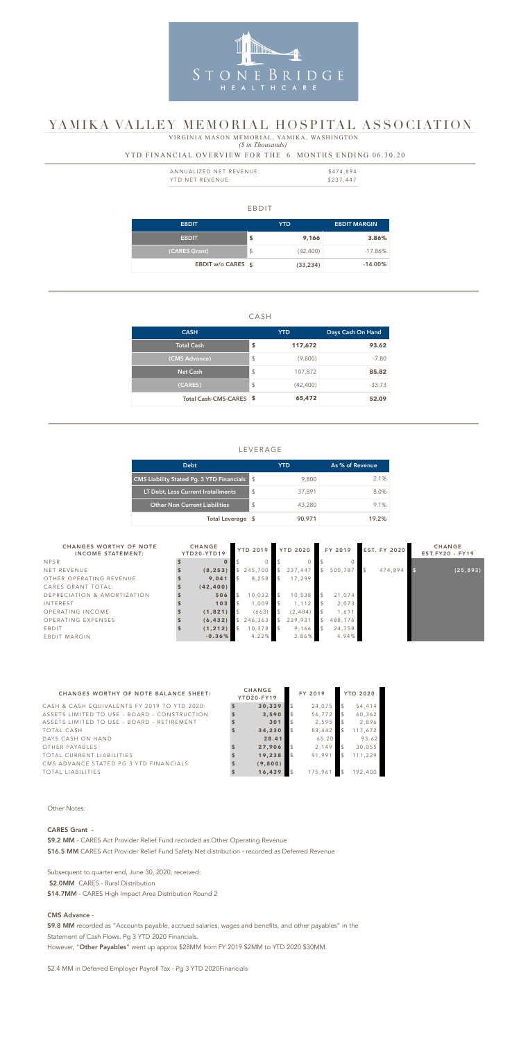STONEBRIDGE HEALTHCARE

# YAMIKA VALLEY MEMORIAL HOSPITAL ASSOCIATION

VIRGINIA MASON MEMORIAL, YAMIKA, WASHINGTON

*($ in Thousands)*

YTD FINANCIAL OVERVIEW FOR THE 6 MONTHS ENDING 06.30.20

| | |
|---|---|
| ANNUALIZED NET REVENUE: | $474,894 |
| YTD NET REVENUE: | $237,447 |

## EBDIT

| EBDIT | YTD | EBDIT MARGIN |
|---|---|---|
| EBDIT | $ 9,166 | 3.86% |
| (CARES Grant) | $ (42,400) | -17.86% |
| EBDIT w/o CARES | $ (33,234) | -14.00% |

## CASH

| CASH | YTD | Days Cash On Hand |
|---|---|---|
| Total Cash | $ 117,672 | 93.62 |
| (CMS Advance) | $ (9,800) | -7.80 |
| Net Cash | $ 107,872 | 85.82 |
| (CARES) | $ (42,400) | -33.73 |
| Total Cash-CMS-CARES | $ 65,472 | 52.09 |

## LEVERAGE

| Debt | YTD | As % of Revenue |
|---|---|---|
| CMS Liability Stated Pg. 3 YTD Financials | $ 9,800 | 2.1% |
| LT Debt, Less Current Installments | $ 37,891 | 8.0% |
| Other Non Current Liabilities | $ 43,280 | 9.1% |
| Total Leverage | $ 90,971 | 19.2% |

| CHANGES WORTHY OF NOTE INCOME STATEMENT: | CHANGE YTD20-YTD19 | YTD 2019 | YTD 2020 | FY 2019 | EST. FY 2020 | CHANGE EST.FY20 - FY19 |
|---|---|---|---|---|---|---|
| NPSR | $ 0 | $ 0 | $ 0 | $ 0 | | |
| NET REVENUE | $ (8,253) | $ 245,700 | $ 237,447 | $ 500,787 | $ 474,894 | $ (25,893) |
| OTHER OPERATING REVENUE | $ 9,041 | $ 8,258 | $ 17,299 | | | |
| CARES GRANT TOTAL: | $ (42,400) | | | | | |
| DEPRECIATION & AMORTIZATION | $ 506 | $ 10,032 | $ 10,538 | $ 21,074 | | |
| INTEREST | $ 103 | $ 1,009 | $ 1,112 | $ 2,073 | | |
| OPERATING INCOME | $ (1,821) | $ (663) | $ (2,484) | $ 1,611 | | |
| OPERATING EXPENSES | $ (6,432) | $ 246,363 | $ 239,931 | $ 488,176 | | |
| EBDIT | $ (1,212) | $ 10,378 | $ 9,166 | $ 24,758 | | |
| EBDIT MARGIN | -0.36% | 4.22% | 3.86% | 4.94% | | |

| CHANGES WORTHY OF NOTE BALANCE SHEET: | CHANGE YTD20-FY19 | FY 2019 | YTD 2020 |
|---|---|---|---|
| CASH & CASH EQUIVALENTS FY 2019 TO YTD 2020: | $ 30,339 | $ 24,075 | $ 54,414 |
| ASSETS LIMITED TO USE - BOARD - CONSTRUCTION | $ 3,590 | $ 56,772 | $ 60,362 |
| ASSETS LIMITED TO USE - BOARD - RETIREMENT | $ 301 | $ 2,595 | $ 2,896 |
| TOTAL CASH | $ 34,230 | $ 83,442 | $ 117,672 |
| DAYS CASH ON HAND | 28.41 | 65.20 | 93.62 |
| OTHER PAYABLES | $ 27,906 | $ 2,149 | $ 30,055 |
| TOTAL CURRENT LIABILITIES | $ 19,238 | $ 91,991 | $ 111,229 |
| CMS ADVANCE STATED PG 3 YTD FINANCIALS | $ (9,800) | | |
| TOTAL LIABILITIES | $ 16,439 | $ 175,961 | $ 192,400 |

Other Notes:

**CARES Grant** -

**$9.2 MM** - CARES Act Provider Relief Fund recorded as Other Operating Revenue

**$16.5 MM** CARES Act Provider Relief Fund Safety Net distribution - recorded as Deferred Revenue

Subsequent to quarter end, June 30, 2020, received:

**$2.0MM** CARES - Rural Distribution

**$14.7MM** - CARES High Impact Area Distribution Round 2

**CMS Advance** -

**$9.8 MM** recorded as "Accounts payable, accrued salaries, wages and benefits, and other payables" in the Statement of Cash Flows. Pg 3 YTD 2020 Financials.

However, "**Other Payables**" went up approx $28MM from FY 2019 $2MM to YTD 2020 $30MM.

$2.4 MM in Deferred Employer Payroll Tax - Pg 3 YTD 2020Financials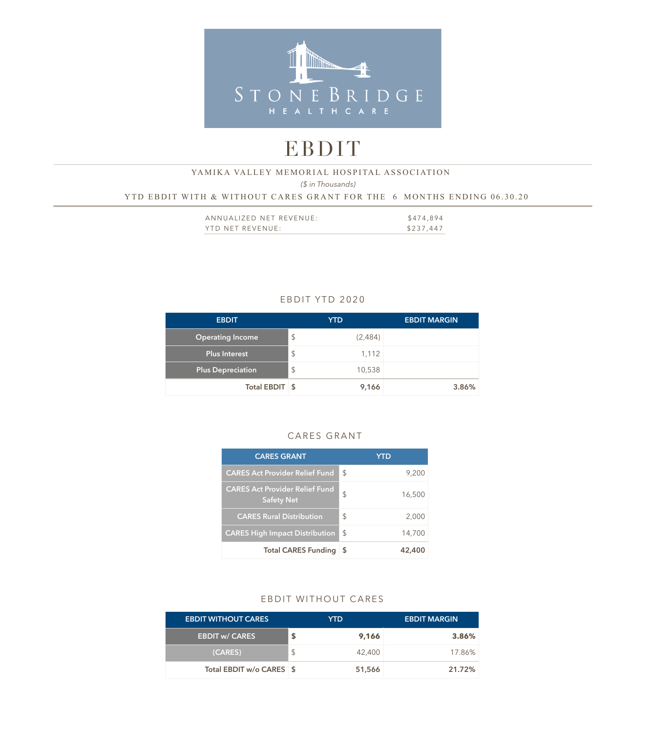STONEBRIDGE HEALTHCARE

# EBDIT

YAMIKA VALLEY MEMORIAL HOSPITAL ASSOCIATION

*($ in Thousands)*

YTD EBDIT WITH & WITHOUT CARES GRANT FOR THE 6 MONTHS ENDING 06.30.20

| | |
|---|---|
| ANNUALIZED NET REVENUE: | $474,894 |
| YTD NET REVENUE: | $237,447 |

## EBDIT YTD 2020

| EBDIT | | YTD | EBDIT MARGIN |
|---|---|---|---|
| Operating Income | $ | (2,484) | |
| Plus Interest | $ | 1,112 | |
| Plus Depreciation | $ | 10,538 | |
| **Total EBDIT** | **$** | **9,166** | **3.86%** |

## CARES GRANT

| CARES GRANT | | YTD |
|---|---|---|
| CARES Act Provider Relief Fund | $ | 9,200 |
| CARES Act Provider Relief Fund Safety Net | $ | 16,500 |
| CARES Rural Distribution | $ | 2,000 |
| CARES High Impact Distribution | $ | 14,700 |
| **Total CARES Funding** | **$** | **42,400** |

## EBDIT WITHOUT CARES

| EBDIT WITHOUT CARES | | YTD | EBDIT MARGIN |
|---|---|---|---|
| EBDIT w/ CARES | **$** | **9,166** | **3.86%** |
| (CARES) | $ | 42,400 | 17.86% |
| **Total EBDIT w/o CARES** | **$** | **51,566** | **21.72%** |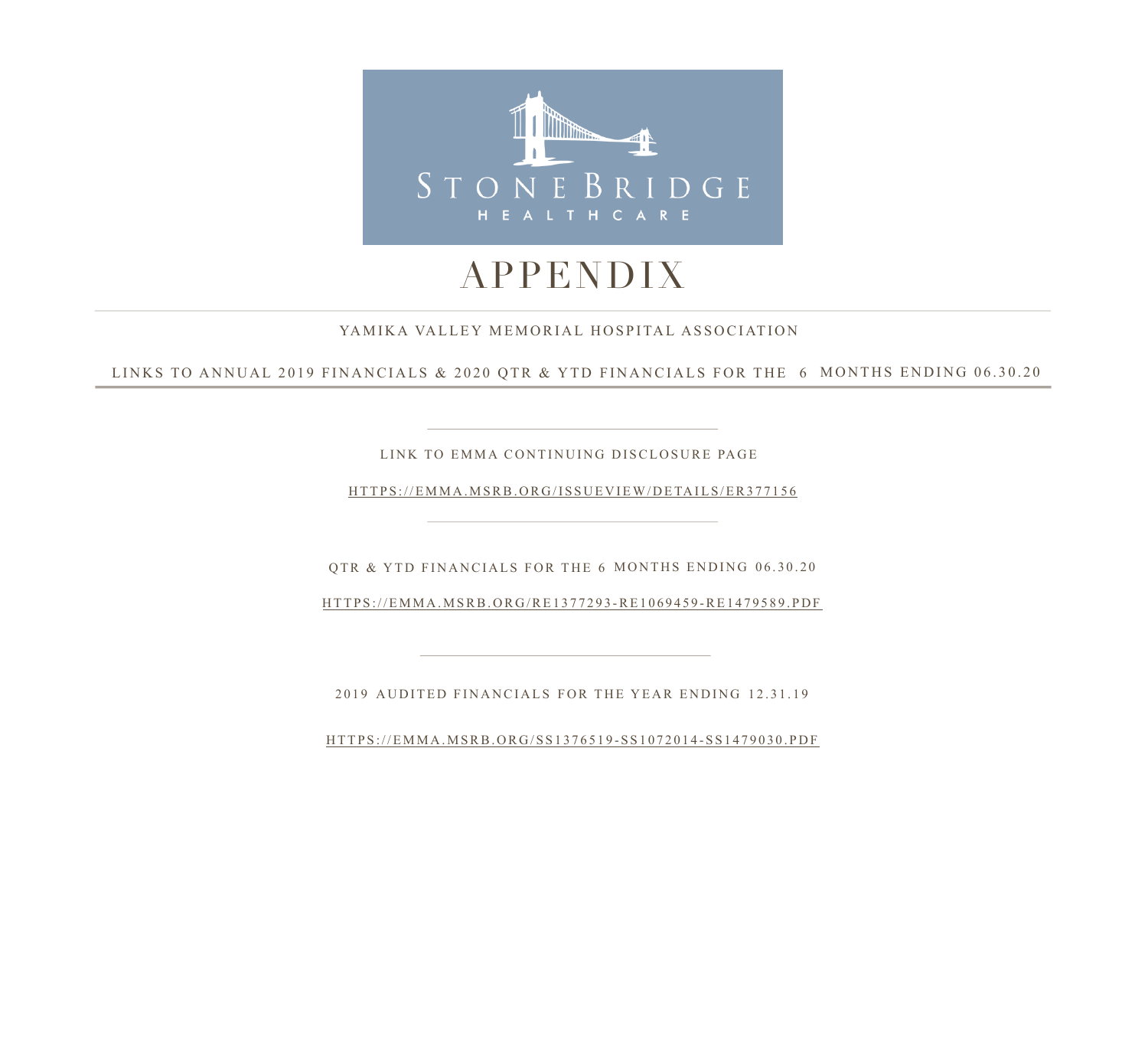STONEBRIDGE HEALTHCARE

# APPENDIX

YAMIKA VALLEY MEMORIAL HOSPITAL ASSOCIATION

LINKS TO ANNUAL 2019 FINANCIALS & 2020 QTR & YTD FINANCIALS FOR THE 6 MONTHS ENDING 06.30.20

---

LINK TO EMMA CONTINUING DISCLOSURE PAGE

HTTPS://EMMA.MSRB.ORG/ISSUEVIEW/DETAILS/ER377156

---

QTR & YTD FINANCIALS FOR THE 6 MONTHS ENDING 06.30.20

HTTPS://EMMA.MSRB.ORG/RE1377293-RE1069459-RE1479589.PDF

---

2019 AUDITED FINANCIALS FOR THE YEAR ENDING 12.31.19

HTTPS://EMMA.MSRB.ORG/SS1376519-SS1072014-SS1479030.PDF